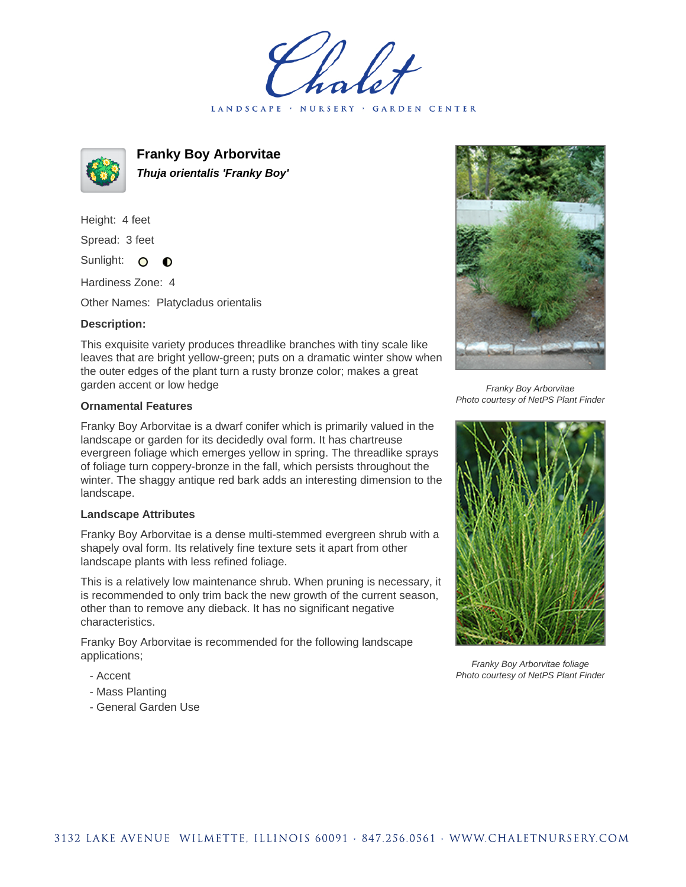Chalet

LANDSCAPE · NURSERY · GARDEN CENTER

# Franky Boy Arborvitae

***Thuja orientalis 'Franky Boy'***

Height: 4 feet

Spread: 3 feet

Sunlight:

Hardiness Zone: 4

Other Names: Platycladus orientalis

**Description:**

This exquisite variety produces threadlike branches with tiny scale like leaves that are bright yellow-green; puts on a dramatic winter show when the outer edges of the plant turn a rusty bronze color; makes a great garden accent or low hedge

### Ornamental Features

Franky Boy Arborvitae is a dwarf conifer which is primarily valued in the landscape or garden for its decidedly oval form. It has chartreuse evergreen foliage which emerges yellow in spring. The threadlike sprays of foliage turn coppery-bronze in the fall, which persists throughout the winter. The shaggy antique red bark adds an interesting dimension to the landscape.

### Landscape Attributes

Franky Boy Arborvitae is a dense multi-stemmed evergreen shrub with a shapely oval form. Its relatively fine texture sets it apart from other landscape plants with less refined foliage.

This is a relatively low maintenance shrub. When pruning is necessary, it is recommended to only trim back the new growth of the current season, other than to remove any dieback. It has no significant negative characteristics.

Franky Boy Arborvitae is recommended for the following landscape applications;

- Accent
- Mass Planting
- General Garden Use

*Franky Boy Arborvitae*
*Photo courtesy of NetPS Plant Finder*

*Franky Boy Arborvitae foliage*
*Photo courtesy of NetPS Plant Finder*

3132 LAKE AVENUE WILMETTE, ILLINOIS 60091 · 847.256.0561 · WWW.CHALETNURSERY.COM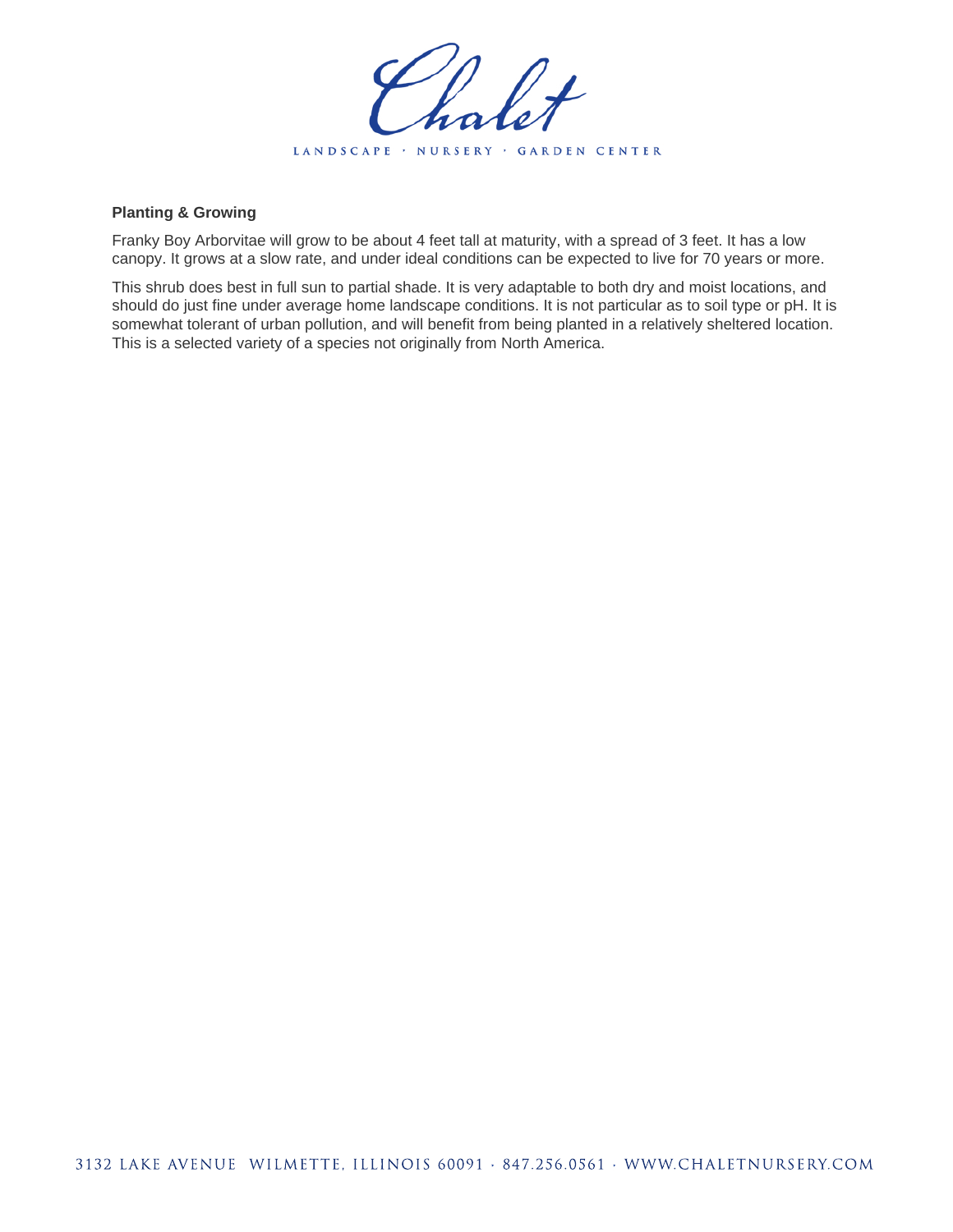## Planting & Growing

Franky Boy Arborvitae will grow to be about 4 feet tall at maturity, with a spread of 3 feet. It has a low canopy. It grows at a slow rate, and under ideal conditions can be expected to live for 70 years or more.

This shrub does best in full sun to partial shade. It is very adaptable to both dry and moist locations, and should do just fine under average home landscape conditions. It is not particular as to soil type or pH. It is somewhat tolerant of urban pollution, and will benefit from being planted in a relatively sheltered location. This is a selected variety of a species not originally from North America.